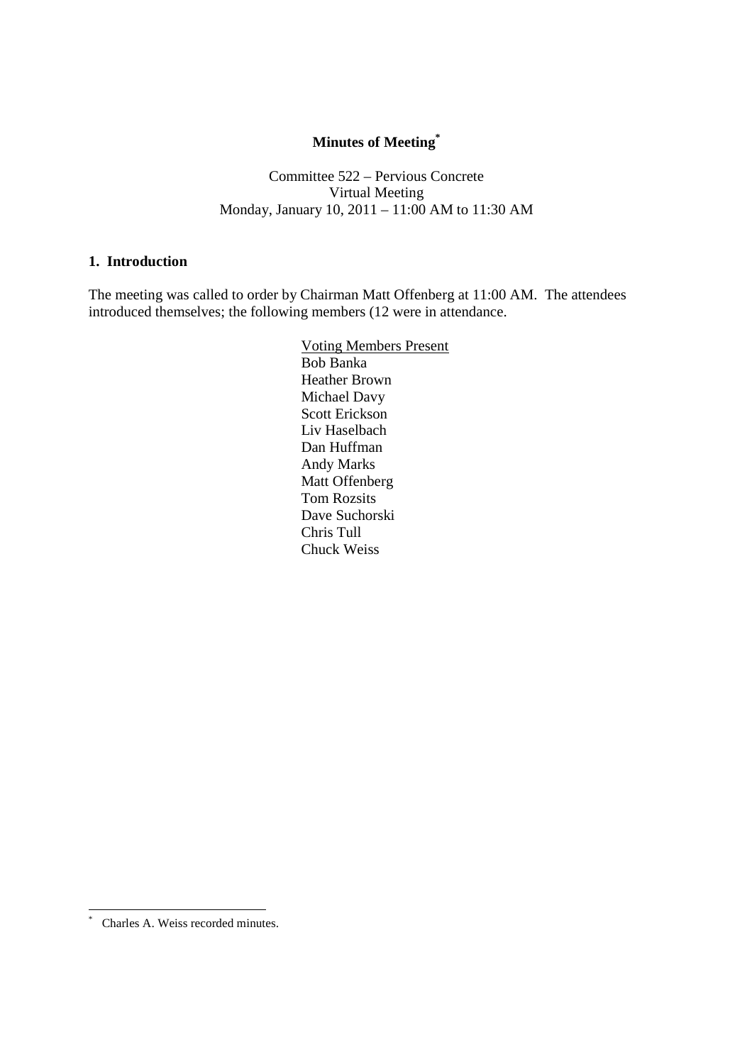**Minutes of Meeting***

Committee 522 – Pervious Concrete
Virtual Meeting
Monday, January 10, 2011 – 11:00 AM to 11:30 AM

## 1. Introduction

The meeting was called to order by Chairman Matt Offenberg at 11:00 AM. The attendees introduced themselves; the following members (12 were in attendance.

Voting Members Present

- Bob Banka
- Heather Brown
- Michael Davy
- Scott Erickson
- Liv Haselbach
- Dan Huffman
- Andy Marks
- Matt Offenberg
- Tom Rozsits
- Dave Suchorski
- Chris Tull
- Chuck Weiss

---

\* Charles A. Weiss recorded minutes.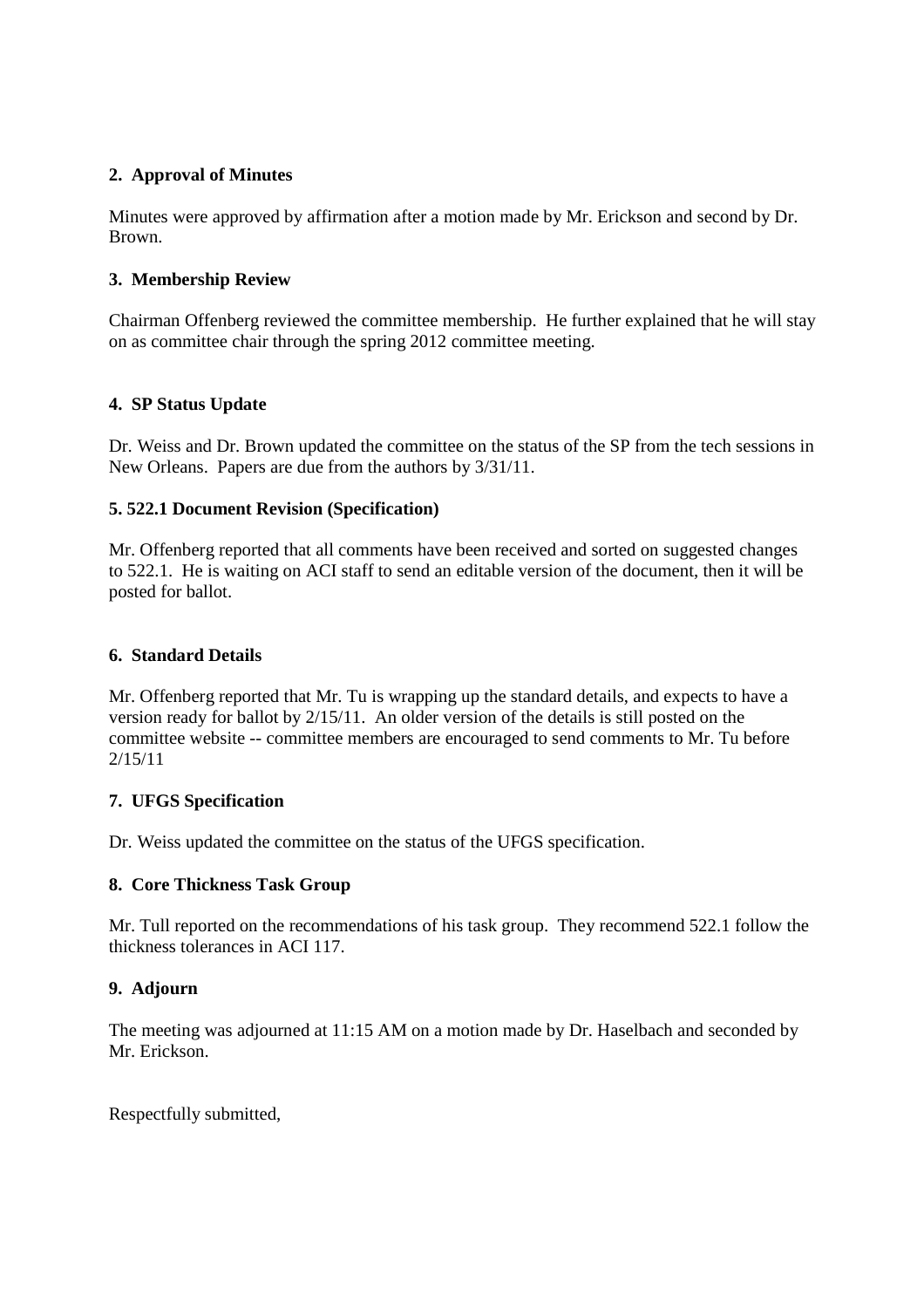### 2. Approval of Minutes

Minutes were approved by affirmation after a motion made by Mr. Erickson and second by Dr. Brown.

### 3. Membership Review

Chairman Offenberg reviewed the committee membership. He further explained that he will stay on as committee chair through the spring 2012 committee meeting.

### 4. SP Status Update

Dr. Weiss and Dr. Brown updated the committee on the status of the SP from the tech sessions in New Orleans. Papers are due from the authors by 3/31/11.

### 5. 522.1 Document Revision (Specification)

Mr. Offenberg reported that all comments have been received and sorted on suggested changes to 522.1. He is waiting on ACI staff to send an editable version of the document, then it will be posted for ballot.

### 6. Standard Details

Mr. Offenberg reported that Mr. Tu is wrapping up the standard details, and expects to have a version ready for ballot by 2/15/11. An older version of the details is still posted on the committee website -- committee members are encouraged to send comments to Mr. Tu before 2/15/11

### 7. UFGS Specification

Dr. Weiss updated the committee on the status of the UFGS specification.

### 8. Core Thickness Task Group

Mr. Tull reported on the recommendations of his task group. They recommend 522.1 follow the thickness tolerances in ACI 117.

### 9. Adjourn

The meeting was adjourned at 11:15 AM on a motion made by Dr. Haselbach and seconded by Mr. Erickson.

Respectfully submitted,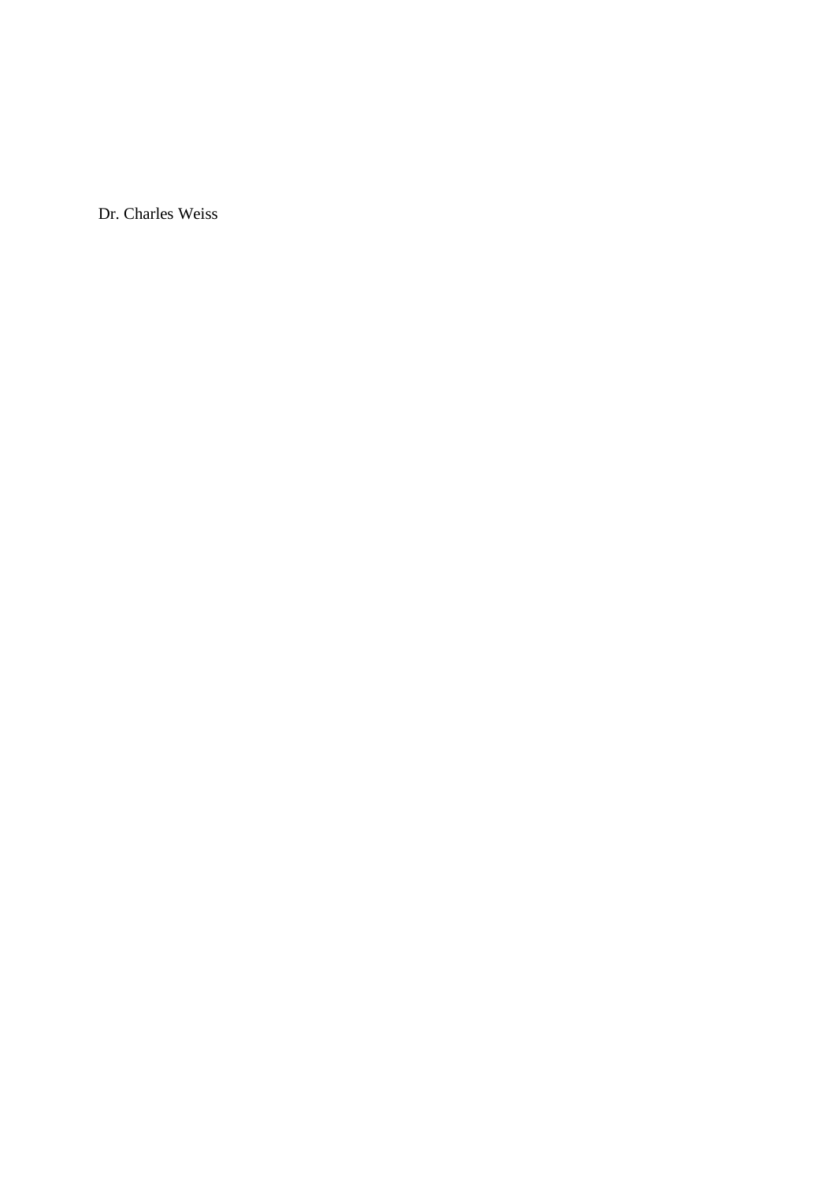Dr. Charles Weiss